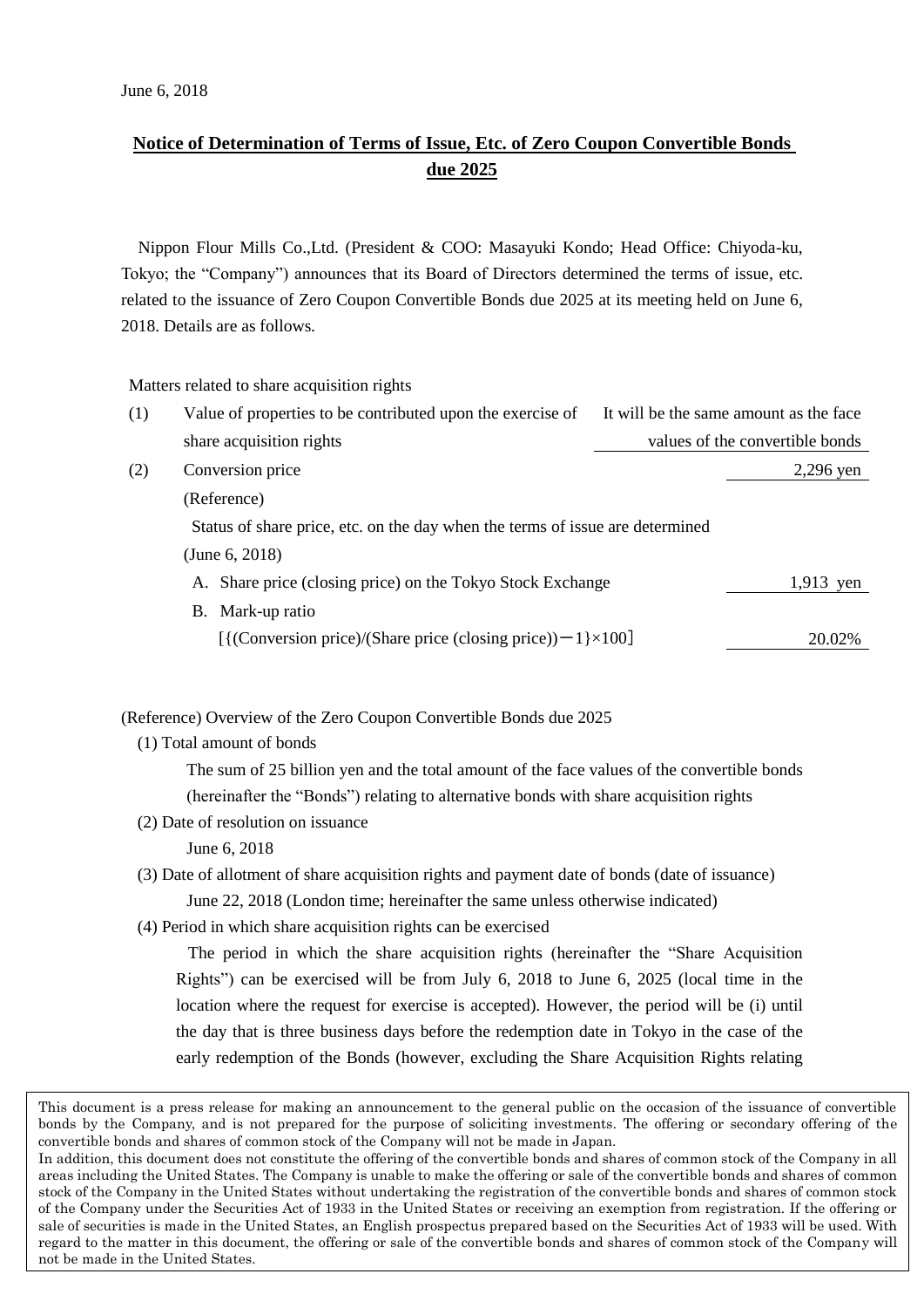June 6, 2018

# Notice of Determination of Terms of Issue, Etc. of Zero Coupon Convertible Bonds due 2025

Nippon Flour Mills Co.,Ltd. (President & COO: Masayuki Kondo; Head Office: Chiyoda-ku, Tokyo; the "Company") announces that its Board of Directors determined the terms of issue, etc. related to the issuance of Zero Coupon Convertible Bonds due 2025 at its meeting held on June 6, 2018. Details are as follows.

Matters related to share acquisition rights

| | | |
|---|---|---|
| (1) | Value of properties to be contributed upon the exercise of share acquisition rights | It will be the same amount as the face values of the convertible bonds |
| (2) | Conversion price | 2,296 yen |
| | (Reference) | |
| | Status of share price, etc. on the day when the terms of issue are determined (June 6, 2018) | |
| | A. Share price (closing price) on the Tokyo Stock Exchange | 1,913 yen |
| | B. Mark-up ratio [{(Conversion price)/(Share price (closing price))－1}×100] | 20.02% |

(Reference) Overview of the Zero Coupon Convertible Bonds due 2025

(1) Total amount of bonds

The sum of 25 billion yen and the total amount of the face values of the convertible bonds (hereinafter the "Bonds") relating to alternative bonds with share acquisition rights

(2) Date of resolution on issuance

June 6, 2018

(3) Date of allotment of share acquisition rights and payment date of bonds (date of issuance)

June 22, 2018 (London time; hereinafter the same unless otherwise indicated)

(4) Period in which share acquisition rights can be exercised

The period in which the share acquisition rights (hereinafter the "Share Acquisition Rights") can be exercised will be from July 6, 2018 to June 6, 2025 (local time in the location where the request for exercise is accepted). However, the period will be (i) until the day that is three business days before the redemption date in Tokyo in the case of the early redemption of the Bonds (however, excluding the Share Acquisition Rights relating

This document is a press release for making an announcement to the general public on the occasion of the issuance of convertible bonds by the Company, and is not prepared for the purpose of soliciting investments. The offering or secondary offering of the convertible bonds and shares of common stock of the Company will not be made in Japan.
In addition, this document does not constitute the offering of the convertible bonds and shares of common stock of the Company in all areas including the United States. The Company is unable to make the offering or sale of the convertible bonds and shares of common stock of the Company in the United States without undertaking the registration of the convertible bonds and shares of common stock of the Company under the Securities Act of 1933 in the United States or receiving an exemption from registration. If the offering or sale of securities is made in the United States, an English prospectus prepared based on the Securities Act of 1933 will be used. With regard to the matter in this document, the offering or sale of the convertible bonds and shares of common stock of the Company will not be made in the United States.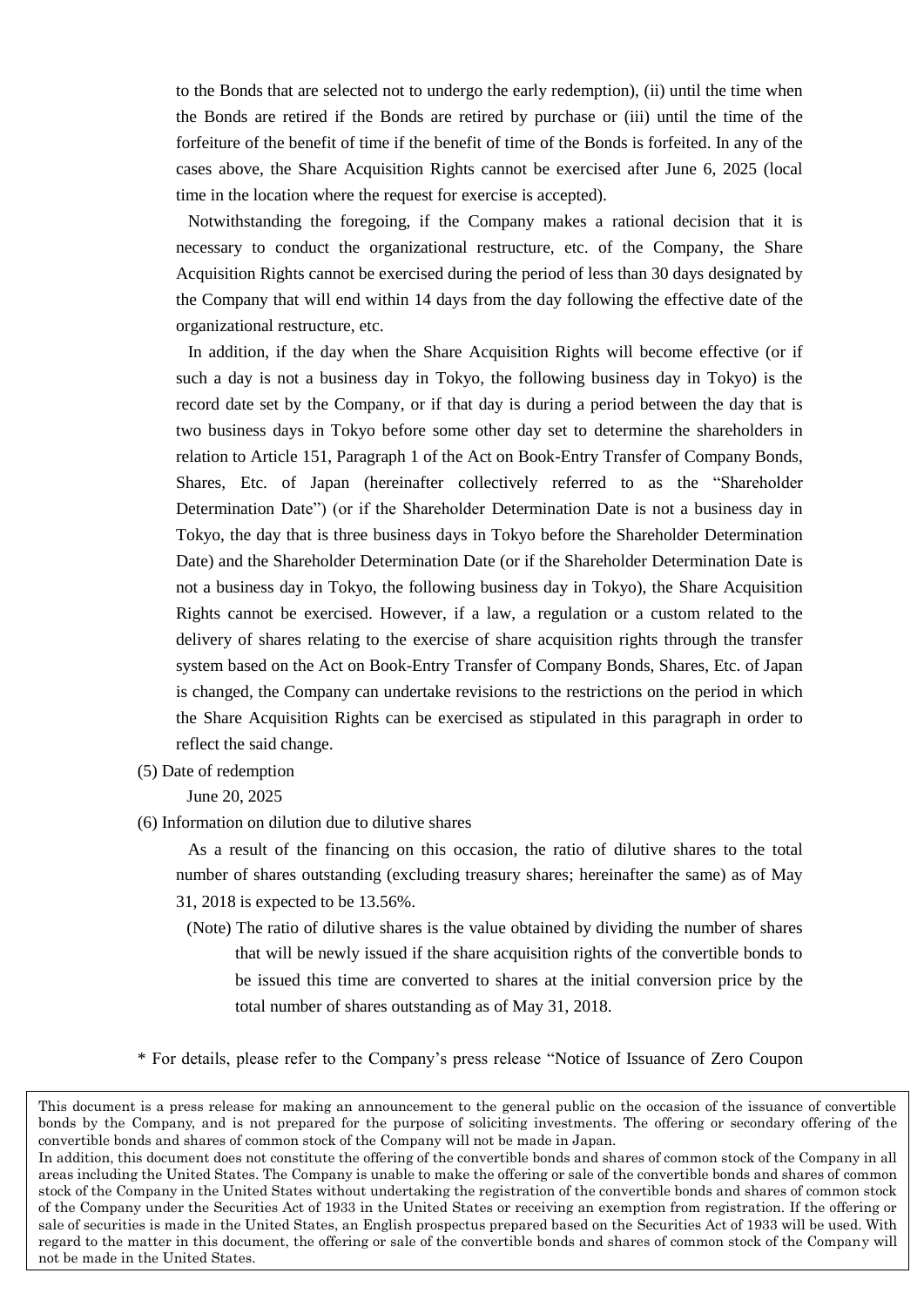to the Bonds that are selected not to undergo the early redemption), (ii) until the time when the Bonds are retired if the Bonds are retired by purchase or (iii) until the time of the forfeiture of the benefit of time if the benefit of time of the Bonds is forfeited. In any of the cases above, the Share Acquisition Rights cannot be exercised after June 6, 2025 (local time in the location where the request for exercise is accepted).

Notwithstanding the foregoing, if the Company makes a rational decision that it is necessary to conduct the organizational restructure, etc. of the Company, the Share Acquisition Rights cannot be exercised during the period of less than 30 days designated by the Company that will end within 14 days from the day following the effective date of the organizational restructure, etc.

In addition, if the day when the Share Acquisition Rights will become effective (or if such a day is not a business day in Tokyo, the following business day in Tokyo) is the record date set by the Company, or if that day is during a period between the day that is two business days in Tokyo before some other day set to determine the shareholders in relation to Article 151, Paragraph 1 of the Act on Book-Entry Transfer of Company Bonds, Shares, Etc. of Japan (hereinafter collectively referred to as the "Shareholder Determination Date") (or if the Shareholder Determination Date is not a business day in Tokyo, the day that is three business days in Tokyo before the Shareholder Determination Date) and the Shareholder Determination Date (or if the Shareholder Determination Date is not a business day in Tokyo, the following business day in Tokyo), the Share Acquisition Rights cannot be exercised. However, if a law, a regulation or a custom related to the delivery of shares relating to the exercise of share acquisition rights through the transfer system based on the Act on Book-Entry Transfer of Company Bonds, Shares, Etc. of Japan is changed, the Company can undertake revisions to the restrictions on the period in which the Share Acquisition Rights can be exercised as stipulated in this paragraph in order to reflect the said change.

(5) Date of redemption

June 20, 2025

(6) Information on dilution due to dilutive shares

As a result of the financing on this occasion, the ratio of dilutive shares to the total number of shares outstanding (excluding treasury shares; hereinafter the same) as of May 31, 2018 is expected to be 13.56%.

(Note) The ratio of dilutive shares is the value obtained by dividing the number of shares that will be newly issued if the share acquisition rights of the convertible bonds to be issued this time are converted to shares at the initial conversion price by the total number of shares outstanding as of May 31, 2018.

* For details, please refer to the Company's press release "Notice of Issuance of Zero Coupon

This document is a press release for making an announcement to the general public on the occasion of the issuance of convertible bonds by the Company, and is not prepared for the purpose of soliciting investments. The offering or secondary offering of the convertible bonds and shares of common stock of the Company will not be made in Japan.
In addition, this document does not constitute the offering of the convertible bonds and shares of common stock of the Company in all areas including the United States. The Company is unable to make the offering or sale of the convertible bonds and shares of common stock of the Company in the United States without undertaking the registration of the convertible bonds and shares of common stock of the Company under the Securities Act of 1933 in the United States or receiving an exemption from registration. If the offering or sale of securities is made in the United States, an English prospectus prepared based on the Securities Act of 1933 will be used. With regard to the matter in this document, the offering or sale of the convertible bonds and shares of common stock of the Company will not be made in the United States.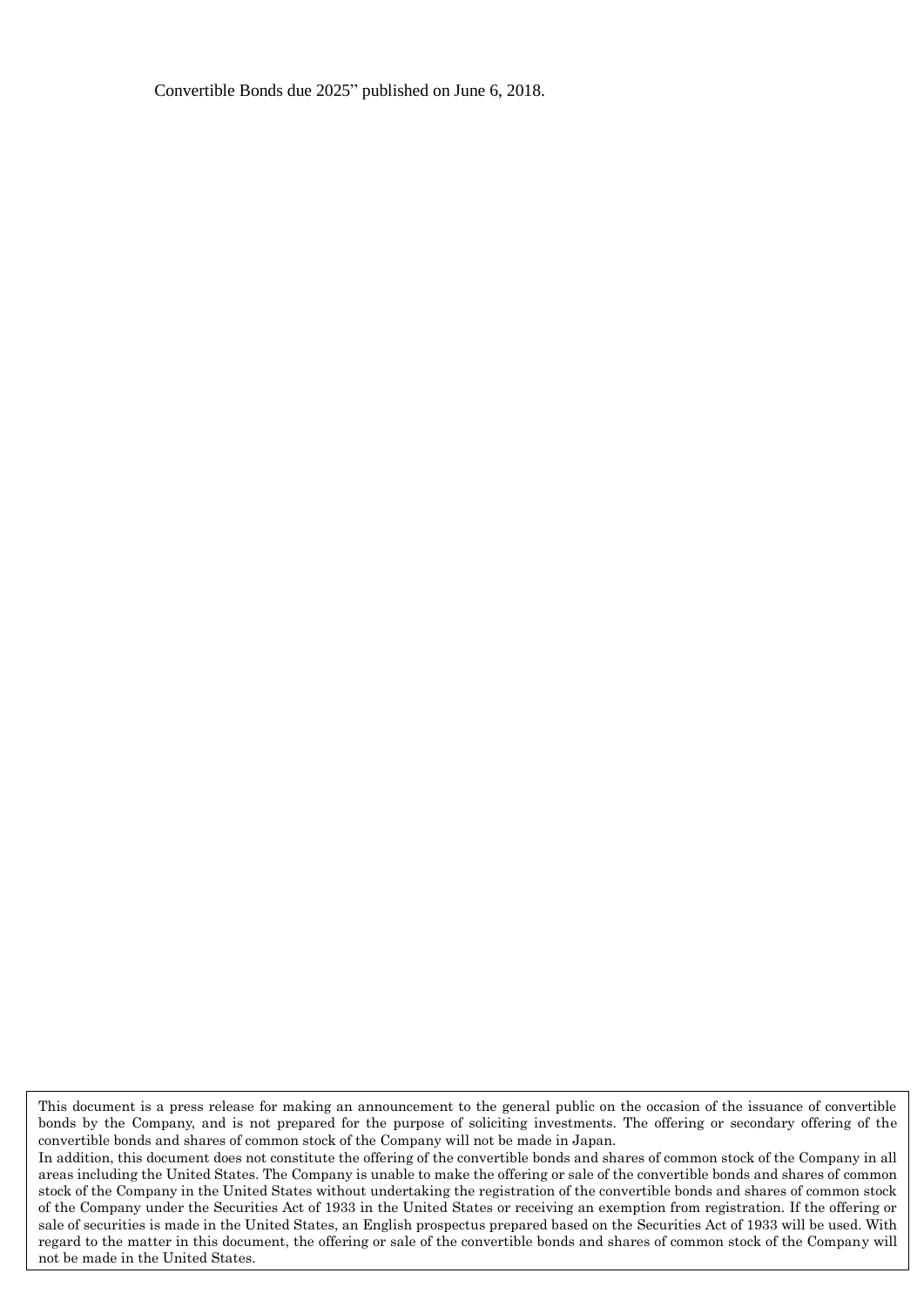Convertible Bonds due 2025" published on June 6, 2018.

This document is a press release for making an announcement to the general public on the occasion of the issuance of convertible bonds by the Company, and is not prepared for the purpose of soliciting investments. The offering or secondary offering of the convertible bonds and shares of common stock of the Company will not be made in Japan.
In addition, this document does not constitute the offering of the convertible bonds and shares of common stock of the Company in all areas including the United States. The Company is unable to make the offering or sale of the convertible bonds and shares of common stock of the Company in the United States without undertaking the registration of the convertible bonds and shares of common stock of the Company under the Securities Act of 1933 in the United States or receiving an exemption from registration. If the offering or sale of securities is made in the United States, an English prospectus prepared based on the Securities Act of 1933 will be used. With regard to the matter in this document, the offering or sale of the convertible bonds and shares of common stock of the Company will not be made in the United States.